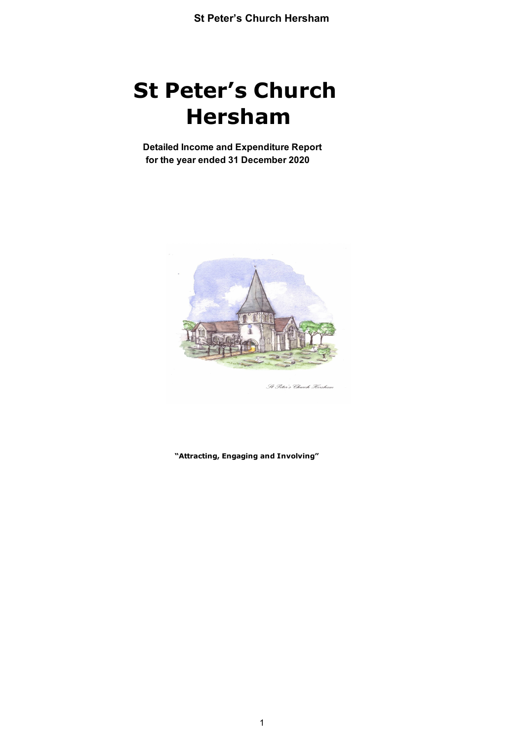# St Peter's Church Hersham

**Detailed Income and Expenditure Report for the year ended 31 December 2020**

**"Attracting, Engaging and Involving"**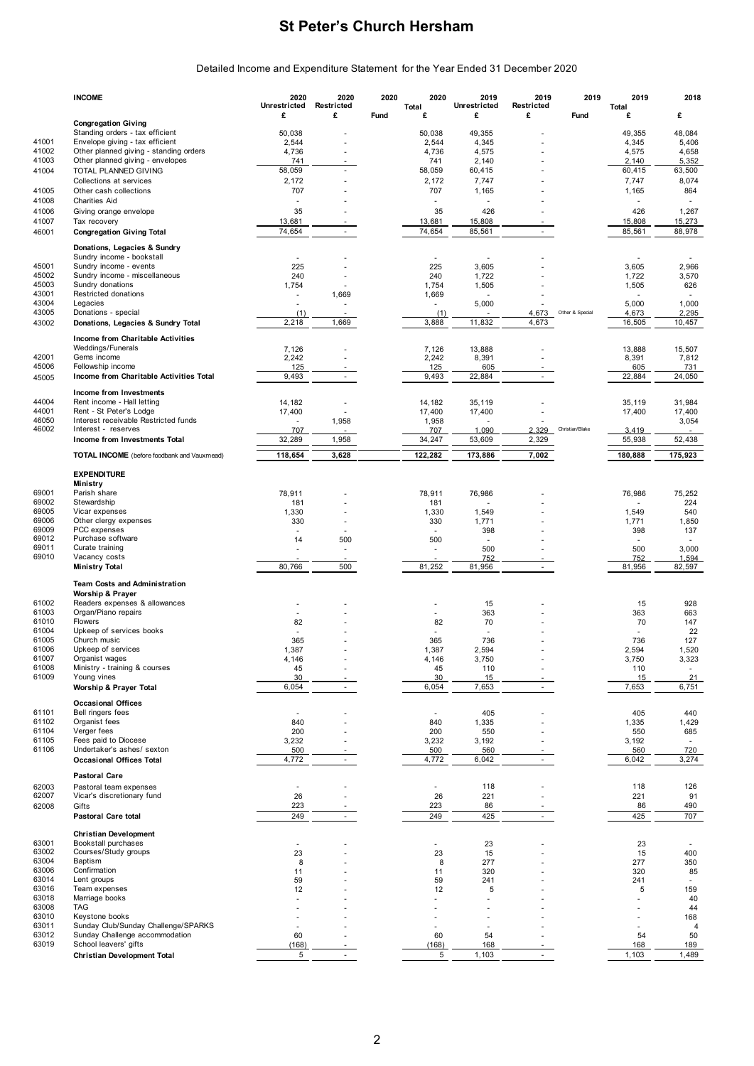# St Peter's Church Hersham

Detailed Income and Expenditure Statement for the Year Ended 31 December 2020

| | **INCOME** | 2020 Unrestricted £ | 2020 Restricted £ | 2020 Fund | 2020 Total £ | 2019 Unrestricted £ | 2019 Restricted £ | 2019 Fund | 2019 Total £ | 2018 £ |
|---|---|---|---|---|---|---|---|---|---|---|
| | **Congregation Giving** | | | | | | | | | |
| | Standing orders - tax efficient | 50,038 | - | | 50,038 | 49,355 | - | | 49,355 | 48,084 |
| 41001 | Envelope giving - tax efficient | 2,544 | - | | 2,544 | 4,345 | - | | 4,345 | 5,406 |
| 41002 | Other planned giving - standing orders | 4,736 | - | | 4,736 | 4,575 | - | | 4,575 | 4,658 |
| 41003 | Other planned giving - envelopes | 741 | - | | 741 | 2,140 | - | | 2,140 | 5,352 |
| 41004 | TOTAL PLANNED GIVING | 58,059 | - | | 58,059 | 60,415 | - | | 60,415 | 63,500 |
| | Collections at services | 2,172 | - | | 2,172 | 7,747 | - | | 7,747 | 8,074 |
| 41005 | Other cash collections | 707 | - | | 707 | 1,165 | - | | 1,165 | 864 |
| 41008 | Charities Aid | - | - | | - | - | - | | - | - |
| 41006 | Giving orange envelope | 35 | - | | 35 | 426 | - | | 426 | 1,267 |
| 41007 | Tax recovery | 13,681 | - | | 13,681 | 15,808 | - | | 15,808 | 15,273 |
| 46001 | **Congregation Giving Total** | 74,654 | - | | 74,654 | 85,561 | - | | 85,561 | 88,978 |
| | **Donations, Legacies & Sundry** | | | | | | | | | |
| | Sundry income - bookstall | - | - | | - | - | - | | - | - |
| 45001 | Sundry income - events | 225 | - | | 225 | 3,605 | - | | 3,605 | 2,966 |
| 45002 | Sundry income - miscellaneous | 240 | - | | 240 | 1,722 | - | | 1,722 | 3,570 |
| 45003 | Sundry donations | 1,754 | - | | 1,754 | 1,505 | - | | 1,505 | 626 |
| 43001 | Restricted donations | - | 1,669 | | 1,669 | - | - | | - | - |
| 43004 | Legacies | - | - | | - | 5,000 | - | | 5,000 | 1,000 |
| 43005 | Donations - special | (1) | - | | (1) | - | 4,673 | Other & Special | 4,673 | 2,295 |
| 43002 | **Donations, Legacies & Sundry Total** | 2,218 | 1,669 | | 3,888 | 11,832 | 4,673 | | 16,505 | 10,457 |
| | **Income from Charitable Activities** | | | | | | | | | |
| | Weddings/Funerals | 7,126 | - | | 7,126 | 13,888 | - | | 13,888 | 15,507 |
| 42001 | Gems income | 2,242 | - | | 2,242 | 8,391 | - | | 8,391 | 7,812 |
| 45006 | Fellowship income | 125 | - | | 125 | 605 | - | | 605 | 731 |
| 45005 | **Income from Charitable Activities Total** | 9,493 | - | | 9,493 | 22,884 | - | | 22,884 | 24,050 |
| | **Income from Investments** | | | | | | | | | |
| 44004 | Rent income - Hall letting | 14,182 | - | | 14,182 | 35,119 | - | | 35,119 | 31,984 |
| 44001 | Rent - St Peter's Lodge | 17,400 | - | | 17,400 | 17,400 | - | | 17,400 | 17,400 |
| 46050 | Interest receivable Restricted funds | - | 1,958 | | 1,958 | - | - | | - | 3,054 |
| 46002 | Interest - reserves | 707 | - | | 707 | 1,090 | 2,329 | Christian/Blake | 3,419 | - |
| | **Income from Investments Total** | 32,289 | 1,958 | | 34,247 | 53,609 | 2,329 | | 55,938 | 52,438 |
| | **TOTAL INCOME** (before foodbank and Vauxmead) | 118,654 | 3,628 | | 122,282 | 173,886 | 7,002 | | 180,888 | 175,923 |
| | **EXPENDITURE** | | | | | | | | | |
| | **Ministry** | | | | | | | | | |
| 69001 | Parish share | 78,911 | - | | 78,911 | 76,986 | - | | 76,986 | 75,252 |
| 69002 | Stewardship | 181 | - | | 181 | - | - | | - | 224 |
| 69005 | Vicar expenses | 1,330 | - | | 1,330 | 1,549 | - | | 1,549 | 540 |
| 69006 | Other clergy expenses | 330 | - | | 330 | 1,771 | - | | 1,771 | 1,850 |
| 69009 | PCC expenses | - | - | | - | 398 | - | | 398 | 137 |
| 69012 | Purchase software | 14 | 500 | | 500 | - | - | | - | - |
| 69011 | Curate training | - | - | | - | 500 | - | | 500 | 3,000 |
| 69010 | Vacancy costs | - | - | | - | 752 | - | | 752 | 1,594 |
| | **Ministry Total** | 80,766 | 500 | | 81,252 | 81,956 | - | | 81,956 | 82,597 |
| | **Team Costs and Administration** | | | | | | | | | |
| | **Worship & Prayer** | | | | | | | | | |
| 61002 | Readers expenses & allowances | - | - | | - | 15 | - | | 15 | 928 |
| 61003 | Organ/Piano repairs | - | - | | - | 363 | - | | 363 | 663 |
| 61010 | Flowers | 82 | - | | 82 | 70 | - | | 70 | 147 |
| 61004 | Upkeep of services books | - | - | | - | - | - | | - | 22 |
| 61005 | Church music | 365 | - | | 365 | 736 | - | | 736 | 127 |
| 61006 | Upkeep of services | 1,387 | - | | 1,387 | 2,594 | - | | 2,594 | 1,520 |
| 61007 | Organist wages | 4,146 | - | | 4,146 | 3,750 | - | | 3,750 | 3,323 |
| 61008 | Ministry - training & courses | 45 | - | | 45 | 110 | - | | 110 | - |
| 61009 | Young vines | 30 | - | | 30 | 15 | - | | 15 | 21 |
| | **Worship & Prayer Total** | 6,054 | - | | 6,054 | 7,653 | - | | 7,653 | 6,751 |
| | **Occasional Offices** | | | | | | | | | |
| 61101 | Bell ringers fees | - | - | | - | 405 | - | | 405 | 440 |
| 61102 | Organist fees | 840 | - | | 840 | 1,335 | - | | 1,335 | 1,429 |
| 61104 | Verger fees | 200 | - | | 200 | 550 | - | | 550 | 685 |
| 61105 | Fees paid to Diocese | 3,232 | - | | 3,232 | 3,192 | - | | 3,192 | - |
| 61106 | Undertaker's ashes/ sexton | 500 | - | | 500 | 560 | - | | 560 | 720 |
| | **Occasional Offices Total** | 4,772 | - | | 4,772 | 6,042 | - | | 6,042 | 3,274 |
| | **Pastoral Care** | | | | | | | | | |
| 62003 | Pastoral team expenses | - | - | | - | 118 | - | | 118 | 126 |
| 62007 | Vicar's discretionary fund | 26 | - | | 26 | 221 | - | | 221 | 91 |
| 62008 | Gifts | 223 | - | | 223 | 86 | - | | 86 | 490 |
| | **Pastoral Care total** | 249 | - | | 249 | 425 | - | | 425 | 707 |
| | **Christian Development** | | | | | | | | | |
| 63001 | Bookstall purchases | - | - | | - | 23 | - | | 23 | - |
| 63002 | Courses/Study groups | 23 | - | | 23 | 15 | - | | 15 | 400 |
| 63004 | Baptism | 8 | - | | 8 | 277 | - | | 277 | 350 |
| 63006 | Confirmation | 11 | - | | 11 | 320 | - | | 320 | 85 |
| 63014 | Lent groups | 59 | - | | 59 | 241 | - | | 241 | - |
| 63016 | Team expenses | 12 | - | | 12 | 5 | - | | 5 | 159 |
| 63018 | Marriage books | - | - | | - | - | - | | - | 40 |
| 63008 | TAG | - | - | | - | - | - | | - | 44 |
| 63010 | Keystone books | - | - | | - | - | - | | - | 168 |
| 63011 | Sunday Club/Sunday Challenge/SPARKS | - | - | | - | - | - | | - | 4 |
| 63012 | Sunday Challenge accommodation | 60 | - | | 60 | 54 | - | | 54 | 50 |
| 63019 | School leavers' gifts | (168) | - | | (168) | 168 | - | | 168 | 189 |
| | **Christian Development Total** | 5 | - | | 5 | 1,103 | - | | 1,103 | 1,489 |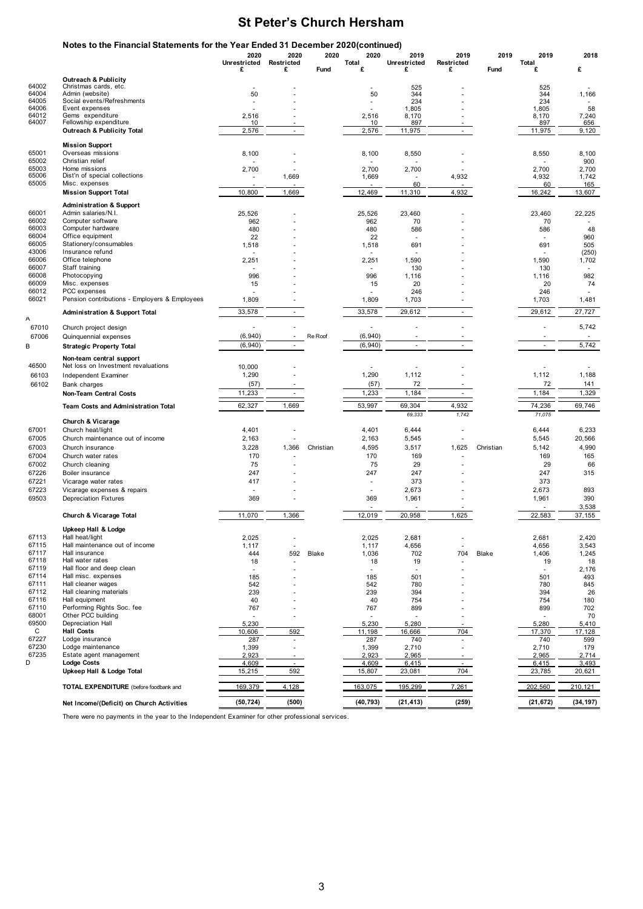# St Peter's Church Hersham

## Notes to the Financial Statements for the Year Ended 31 December 2020(continued)

| | | 2020 Unrestricted £ | 2020 Restricted £ | 2020 Fund | 2020 Total £ | 2019 Unrestricted £ | 2019 Restricted £ | 2019 Fund | 2019 Total £ | 2018 £ |
|---|---|---|---|---|---|---|---|---|---|---|
| | **Outreach & Publicity** | | | | | | | | | |
| 64002 | Christmas cards, etc. | - | - | | - | 525 | - | | 525 | - |
| 64004 | Admin (website) | 50 | - | | 50 | 344 | - | | 344 | 1,166 |
| 64005 | Social events/Refreshments | - | - | | - | 234 | - | | 234 | - |
| 64006 | Event expenses | - | - | | - | 1,805 | - | | 1,805 | 58 |
| 64012 | Gems expenditure | 2,516 | - | | 2,516 | 8,170 | - | | 8,170 | 7,240 |
| 64007 | Fellowship expenditure | 10 | - | | 10 | 897 | - | | 897 | 656 |
| | **Outreach & Publicity Total** | 2,576 | - | | 2,576 | 11,975 | - | | 11,975 | 9,120 |
| | **Mission Support** | | | | | | | | | |
| 65001 | Overseas missions | 8,100 | - | | 8,100 | 8,550 | - | | 8,550 | 8,100 |
| 65002 | Christian relief | - | - | | - | - | - | | - | 900 |
| 65003 | Home missions | 2,700 | - | | 2,700 | 2,700 | - | | 2,700 | 2,700 |
| 65006 | Dist'n of special collections | - | 1,669 | | 1,669 | - | 4,932 | | 4,932 | 1,742 |
| 65005 | Misc. expenses | - | - | | - | 60 | - | | 60 | 165 |
| | **Mission Support Total** | 10,800 | 1,669 | | 12,469 | 11,310 | 4,932 | | 16,242 | 13,607 |
| | **Administration & Support** | | | | | | | | | |
| 66001 | Admin salaries/N.I. | 25,526 | - | | 25,526 | 23,460 | - | | 23,460 | 22,225 |
| 66002 | Computer software | 962 | - | | 962 | 70 | - | | 70 | - |
| 66003 | Computer hardware | 480 | - | | 480 | 586 | - | | 586 | 48 |
| 66004 | Office equipment | 22 | - | | 22 | - | - | | - | 960 |
| 66005 | Stationery/consumables | 1,518 | - | | 1,518 | 691 | - | | 691 | 505 |
| 43006 | Insurance refund | - | - | | - | - | - | | - | (250) |
| 66006 | Office telephone | 2,251 | - | | 2,251 | 1,590 | - | | 1,590 | 1,702 |
| 66007 | Staff training | - | - | | - | 130 | - | | 130 | - |
| 66008 | Photocopying | 996 | - | | 996 | 1,116 | - | | 1,116 | 982 |
| 66009 | Misc. expenses | 15 | - | | 15 | 20 | - | | 20 | 74 |
| 66012 | PCC expenses | - | - | | - | 246 | - | | 246 | - |
| 66021 | Pension contributions - Employers & Employees | 1,809 | - | | 1,809 | 1,703 | - | | 1,703 | 1,481 |
| A | **Administration & Support Total** | 33,578 | - | | 33,578 | 29,612 | - | | 29,612 | 27,727 |
| 67010 | Church project design | - | - | | - | - | - | | - | 5,742 |
| 67006 | Quinquennial expenses | (6,940) | - | Re Roof | (6,940) | - | - | | - | - |
| B | **Strategic Property Total** | (6,940) | - | | (6,940) | - | - | | - | 5,742 |
| | **Non-team central support** | | | | | | | | | |
| 46500 | Net loss on Investment revaluations | 10,000 | - | | - | - | - | | - | - |
| 66103 | Independent Examiner | 1,290 | - | | 1,290 | 1,112 | - | | 1,112 | 1,188 |
| 66102 | Bank charges | (57) | - | | (57) | 72 | - | | 72 | 141 |
| | **Non-Team Central Costs** | 11,233 | - | | 1,233 | 1,184 | - | | 1,184 | 1,329 |
| | **Team Costs and Administration Total** | 62,327 | 1,669 | | 53,997 | 69,304 | 4,932 | | 74,236 | 69,746 |
| | | | | | | *69,333* | *1,742* | | *71,075* | |
| | **Church & Vicarage** | | | | | | | | | |
| 67001 | Church heat/light | 4,401 | - | | 4,401 | 6,444 | - | | 6,444 | 6,233 |
| 67005 | Church maintenance out of income | 2,163 | - | | 2,163 | 5,545 | - | | 5,545 | 20,566 |
| 67003 | Church insurance | 3,228 | 1,366 | Christian | 4,595 | 3,517 | 1,625 | Christian | 5,142 | 4,990 |
| 67004 | Church water rates | 170 | - | | 170 | 169 | - | | 169 | 165 |
| 67002 | Church cleaning | 75 | - | | 75 | 29 | - | | 29 | 66 |
| 67226 | Boiler insurance | 247 | - | | 247 | 247 | - | | 247 | 315 |
| 67221 | Vicarage water rates | 417 | - | | - | 373 | - | | 373 | |
| 67223 | Vicarage expenses & repairs | - | - | | - | 2,673 | - | | 2,673 | 893 |
| 69503 | Depreciation Fixtures | 369 | - | | 369 | 1,961 | - | | 1,961 | 390 |
| | | | | | - | - | - | | - | 3,538 |
| | **Church & Vicarage Total** | 11,070 | 1,366 | | 12,019 | 20,958 | 1,625 | | 22,583 | 37,155 |
| | **Upkeep Hall & Lodge** | | | | | | | | | |
| 67113 | Hall heat/light | 2,025 | - | | 2,025 | 2,681 | - | | 2,681 | 2,420 |
| 67115 | Hall maintenance out of income | 1,117 | - | | 1,117 | 4,656 | - | | 4,656 | 3,543 |
| 67117 | Hall insurance | 444 | 592 | Blake | 1,036 | 702 | 704 | Blake | 1,406 | 1,245 |
| 67118 | Hall water rates | 18 | - | | 18 | 19 | - | | 19 | 18 |
| 67119 | Hall floor and deep clean | - | - | | - | - | - | | - | 2,176 |
| 67114 | Hall misc. expenses | 185 | - | | 185 | 501 | - | | 501 | 493 |
| 67111 | Hall cleaner wages | 542 | - | | 542 | 780 | - | | 780 | 845 |
| 67112 | Hall cleaning materials | 239 | - | | 239 | 394 | - | | 394 | 26 |
| 67116 | Hall equipment | 40 | - | | 40 | 754 | - | | 754 | 180 |
| 67110 | Performing Rights Soc. fee | 767 | - | | 767 | 899 | - | | 899 | 702 |
| 68001 | Other PCC building | - | - | | - | - | - | | - | 70 |
| 69500 | Depreciation Hall | 5,230 | | | 5,230 | 5,280 | - | | 5,280 | 5,410 |
| C | **Hall Costs** | 10,606 | 592 | | 11,198 | 16,666 | 704 | | 17,370 | 17,128 |
| 67227 | Lodge insurance | 287 | - | | 287 | 740 | - | | 740 | 599 |
| 67230 | Lodge maintenance | 1,399 | - | | 1,399 | 2,710 | - | | 2,710 | 179 |
| 67235 | Estate agent management | 2,923 | - | | 2,923 | 2,965 | - | | 2,965 | 2,714 |
| D | **Lodge Costs** | 4,609 | - | | 4,609 | 6,415 | - | | 6,415 | 3,493 |
| | **Upkeep Hall & Lodge Total** | 15,215 | 592 | | 15,807 | 23,081 | 704 | | 23,785 | 20,621 |
| | **TOTAL EXPENDITURE** (before foodbank and | 169,379 | 4,128 | | 163,075 | 195,299 | 7,261 | | 202,560 | 210,121 |
| | **Net Income/(Deficit) on Church Activities** | (50,724) | (500) | | (40,793) | (21,413) | (259) | | (21,672) | (34,197) |

There were no payments in the year to the Independent Examiner for other professional services.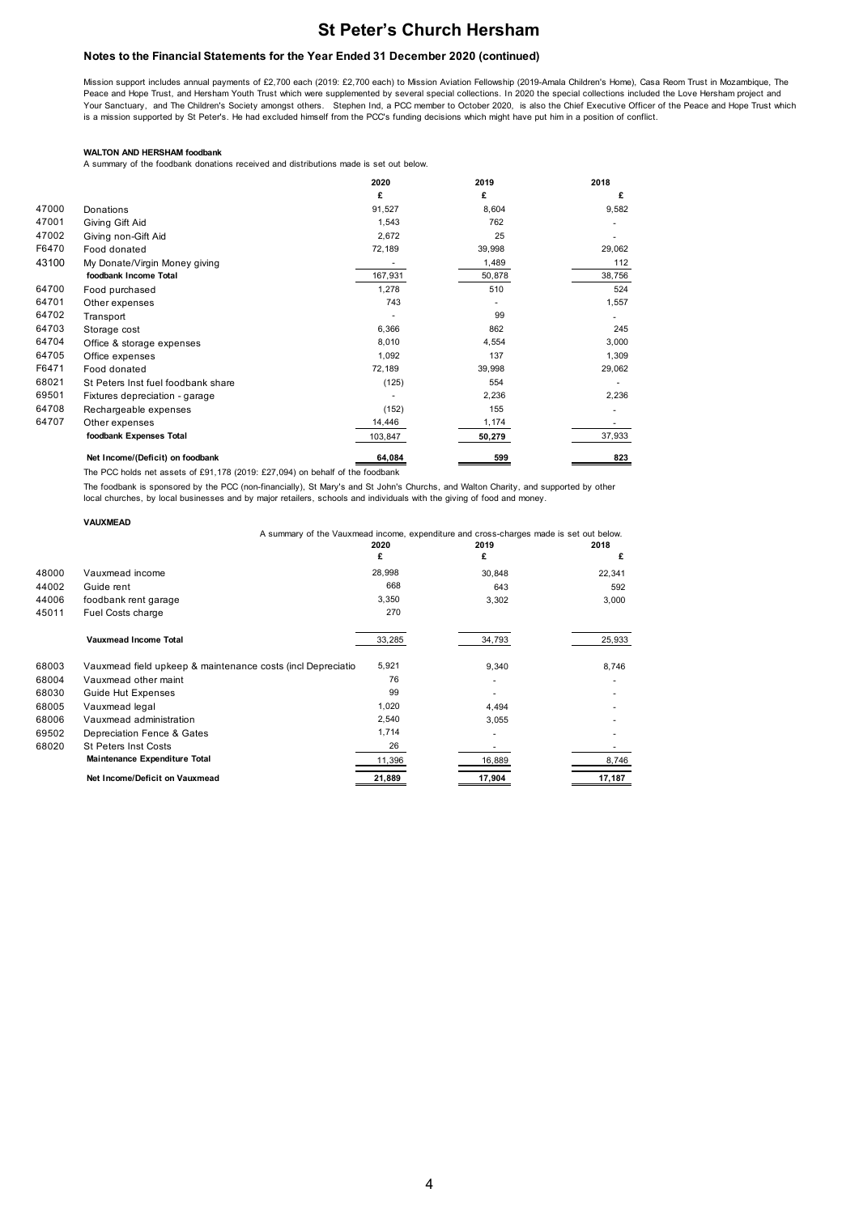# St Peter's Church Hersham

## Notes to the Financial Statements for the Year Ended 31 December 2020 (continued)

Mission support includes annual payments of £2,700 each (2019: £2,700 each) to Mission Aviation Fellowship (2019-Amala Children's Home), Casa Reom Trust in Mozambique, The Peace and Hope Trust, and Hersham Youth Trust which were supplemented by several special collections. In 2020 the special collections included the Love Hersham project and Your Sanctuary, and The Children's Society amongst others. Stephen Ind, a PCC member to October 2020, is also the Chief Executive Officer of the Peace and Hope Trust which is a mission supported by St Peter's. He had excluded himself from the PCC's funding decisions which might have put him in a position of conflict.

### WALTON AND HERSHAM foodbank

A summary of the foodbank donations received and distributions made is set out below.

| | | 2020 | 2019 | 2018 |
|---|---|---|---|---|
| | | £ | £ | £ |
| 47000 | Donations | 91,527 | 8,604 | 9,582 |
| 47001 | Giving Gift Aid | 1,543 | 762 | - |
| 47002 | Giving non-Gift Aid | 2,672 | 25 | - |
| F6470 | Food donated | 72,189 | 39,998 | 29,062 |
| 43100 | My Donate/Virgin Money giving | - | 1,489 | 112 |
| | **foodbank Income Total** | 167,931 | 50,878 | 38,756 |
| 64700 | Food purchased | 1,278 | 510 | 524 |
| 64701 | Other expenses | 743 | - | 1,557 |
| 64702 | Transport | - | 99 | - |
| 64703 | Storage cost | 6,366 | 862 | 245 |
| 64704 | Office & storage expenses | 8,010 | 4,554 | 3,000 |
| 64705 | Office expenses | 1,092 | 137 | 1,309 |
| F6471 | Food donated | 72,189 | 39,998 | 29,062 |
| 68021 | St Peters Inst fuel foodbank share | (125) | 554 | - |
| 69501 | Fixtures depreciation - garage | - | 2,236 | 2,236 |
| 64708 | Rechargeable expenses | (152) | 155 | - |
| 64707 | Other expenses | 14,446 | 1,174 | - |
| | **foodbank Expenses Total** | 103,847 | 50,279 | 37,933 |
| | **Net Income/(Deficit) on foodbank** | **64,084** | **599** | **823** |

The PCC holds net assets of £91,178 (2019: £27,094) on behalf of the foodbank

The foodbank is sponsored by the PCC (non-financially), St Mary's and St John's Churchs, and Walton Charity, and supported by other local churches, by local businesses and by major retailers, schools and individuals with the giving of food and money.

### VAUXMEAD

A summary of the Vauxmead income, expenditure and cross-charges made is set out below.

| | | 2020 | 2019 | 2018 |
|---|---|---|---|---|
| | | £ | £ | £ |
| 48000 | Vauxmead income | 28,998 | 30,848 | 22,341 |
| 44002 | Guide rent | 668 | 643 | 592 |
| 44006 | foodbank rent garage | 3,350 | 3,302 | 3,000 |
| 45011 | Fuel Costs charge | 270 | | |
| | **Vauxmead Income Total** | 33,285 | 34,793 | 25,933 |
| 68003 | Vauxmead field upkeep & maintenance costs (incl Depreciatio | 5,921 | 9,340 | 8,746 |
| 68004 | Vauxmead other maint | 76 | - | - |
| 68030 | Guide Hut Expenses | 99 | - | - |
| 68005 | Vauxmead legal | 1,020 | 4,494 | - |
| 68006 | Vauxmead administration | 2,540 | 3,055 | - |
| 69502 | Depreciation Fence & Gates | 1,714 | - | - |
| 68020 | St Peters Inst Costs | 26 | - | - |
| | **Maintenance Expenditure Total** | 11,396 | 16,889 | 8,746 |
| | **Net Income/Deficit on Vauxmead** | **21,889** | **17,904** | **17,187** |